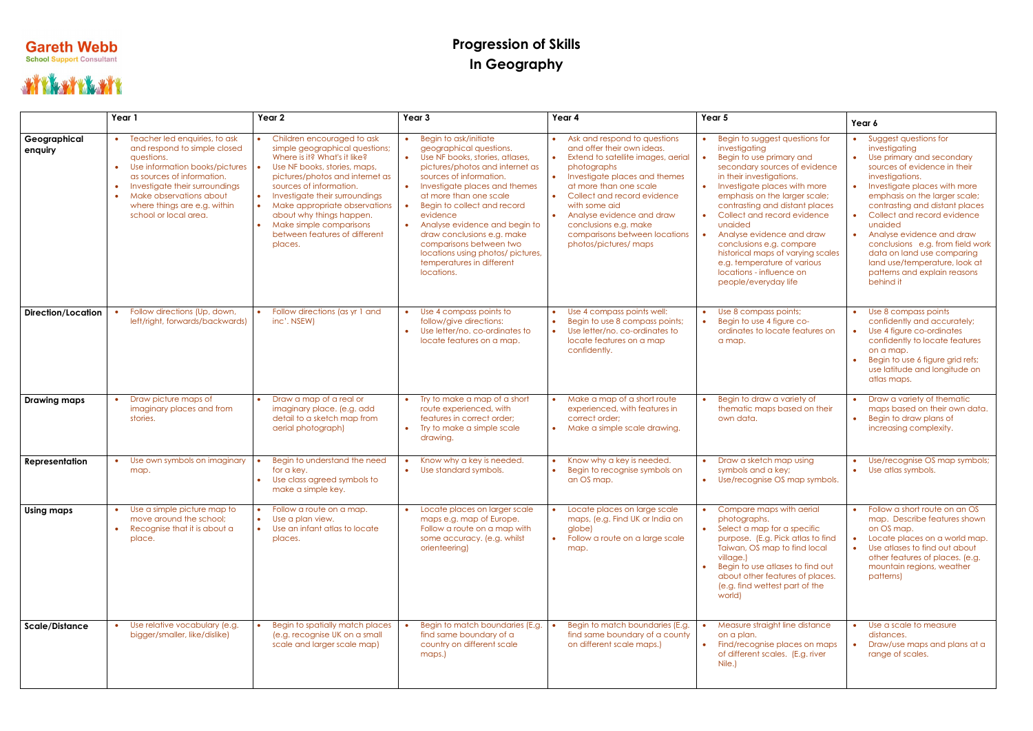Gareth Webb
School Support Consultant

# Progression of Skills
# In Geography

| | Year 1 | Year 2 | Year 3 | Year 4 | Year 5 | Year 6 |
|---|---|---|---|---|---|---|
| **Geographical enquiry** | • Teacher led enquiries, to ask and respond to simple closed questions.<br>• Use information books/pictures as sources of information.<br>• Investigate their surroundings<br>• Make observations about where things are e.g. within school or local area. | • Children encouraged to ask simple geographical questions; Where is it? What's it like?<br>• Use NF books, stories, maps, pictures/photos and internet as sources of information.<br>• Investigate their surroundings<br>• Make appropriate observations about why things happen.<br>• Make simple comparisons between features of different places. | • Begin to ask/initiate geographical questions.<br>• Use NF books, stories, atlases, pictures/photos and internet as sources of information.<br>• Investigate places and themes at more than one scale<br>• Begin to collect and record evidence<br>• Analyse evidence and begin to draw conclusions e.g. make comparisons between two locations using photos/ pictures, temperatures in different locations. | • Ask and respond to questions and offer their own ideas.<br>• Extend to satellite images, aerial photographs<br>• Investigate places and themes at more than one scale<br>• Collect and record evidence with some aid<br>• Analyse evidence and draw conclusions e.g. make comparisons between locations photos/pictures/ maps | • Begin to suggest questions for investigating<br>• Begin to use primary and secondary sources of evidence in their investigations.<br>• Investigate places with more emphasis on the larger scale; contrasting and distant places<br>• Collect and record evidence unaided<br>• Analyse evidence and draw conclusions e.g. compare historical maps of varying scales e.g. temperature of various locations - influence on people/everyday life | • Suggest questions for investigating<br>• Use primary and secondary sources of evidence in their investigations.<br>• Investigate places with more emphasis on the larger scale; contrasting and distant places<br>• Collect and record evidence unaided<br>• Analyse evidence and draw conclusions e.g. from field work data on land use comparing land use/temperature, look at patterns and explain reasons behind it |
| **Direction/Location** | • Follow directions (Up, down, left/right, forwards/backwards) | • Follow directions (as yr 1 and inc'. NSEW) | • Use 4 compass points to follow/give directions:<br>• Use letter/no. co-ordinates to locate features on a map. | • Use 4 compass points well:<br>• Begin to use 8 compass points;<br>• Use letter/no. co-ordinates to locate features on a map confidently. | • Use 8 compass points;<br>• Begin to use 4 figure co-ordinates to locate features on a map. | • Use 8 compass points confidently and accurately;<br>• Use 4 figure co-ordinates confidently to locate features on a map.<br>• Begin to use 6 figure grid refs; use latitude and longitude on atlas maps. |
| **Drawing maps** | • Draw picture maps of imaginary places and from stories. | • Draw a map of a real or imaginary place. (e.g. add detail to a sketch map from aerial photograph) | • Try to make a map of a short route experienced, with features in correct order;<br>• Try to make a simple scale drawing. | • Make a map of a short route experienced, with features in correct order;<br>• Make a simple scale drawing. | • Begin to draw a variety of thematic maps based on their own data. | • Draw a variety of thematic maps based on their own data.<br>• Begin to draw plans of increasing complexity. |
| **Representation** | • Use own symbols on imaginary map. | • Begin to understand the need for a key.<br>• Use class agreed symbols to make a simple key. | • Know why a key is needed.<br>• Use standard symbols. | • Know why a key is needed.<br>• Begin to recognise symbols on an OS map. | • Draw a sketch map using symbols and a key;<br>• Use/recognise OS map symbols. | • Use/recognise OS map symbols;<br>• Use atlas symbols. |
| **Using maps** | • Use a simple picture map to move around the school;<br>• Recognise that it is about a place. | • Follow a route on a map.<br>• Use a plan view.<br>• Use an infant atlas to locate places. | • Locate places on larger scale maps e.g. map of Europe. Follow a route on a map with some accuracy. (e.g. whilst orienteering) | • Locate places on large scale maps, (e.g. Find UK or India on globe)<br>• Follow a route on a large scale map. | • Compare maps with aerial photographs.<br>• Select a map for a specific purpose. (E.g. Pick atlas to find Taiwan, OS map to find local village.)<br>• Begin to use atlases to find out about other features of places. (e.g. find wettest part of the world) | • Follow a short route on an OS map. Describe features shown on OS map.<br>• Locate places on a world map.<br>• Use atlases to find out about other features of places. (e.g. mountain regions, weather patterns) |
| **Scale/Distance** | • Use relative vocabulary (e.g. bigger/smaller, like/dislike) | • Begin to spatially match places (e.g. recognise UK on a small scale and larger scale map) | • Begin to match boundaries (E.g. find same boundary of a country on different scale maps.) | • Begin to match boundaries (E.g. find same boundary of a county on different scale maps.) | • Measure straight line distance on a plan.<br>• Find/recognise places on maps of different scales. (E.g. river Nile.) | • Use a scale to measure distances.<br>• Draw/use maps and plans at a range of scales. |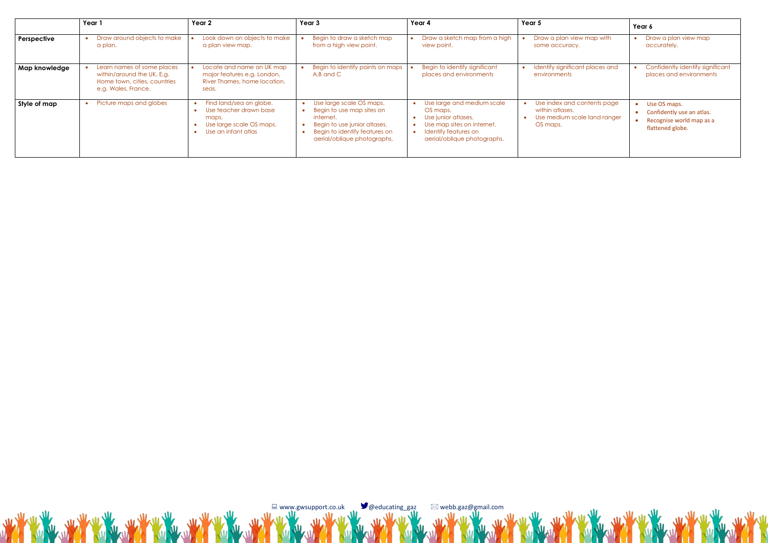| | Year 1 | Year 2 | Year 3 | Year 4 | Year 5 | Year 6 |
|---|---|---|---|---|---|---|
| **Perspective** | • Draw around objects to make a plan. | • Look down on objects to make a plan view map. | • Begin to draw a sketch map from a high view point. | • Draw a sketch map from a high view point. | • Draw a plan view map with some accuracy. | • Draw a plan view map accurately. |
| **Map knowledge** | • Learn names of some places within/around the UK. E.g. Home town, cities, countries e.g. Wales, France. | • Locate and name on UK map major features e.g. London, River Thames, home location, seas. | • Begin to identify points on maps A,B and C | • Begin to identify significant places and environments | • Identify significant places and environments | • Confidently identify significant places and environments |
| **Style of map** | • Picture maps and globes | • Find land/sea on globe.<br>• Use teacher drawn base maps.<br>• Use large scale OS maps.<br>• Use an infant atlas | • Use large scale OS maps.<br>• Begin to use map sites on internet.<br>• Begin to use junior atlases.<br>• Begin to identify features on aerial/oblique photographs. | • Use large and medium scale OS maps.<br>• Use junior atlases.<br>• Use map sites on internet.<br>• Identify features on aerial/oblique photographs. | • Use index and contents page within atlases.<br>• Use medium scale land ranger OS maps. | • Use OS maps.<br>• Confidently use an atlas.<br>• Recognise world map as a flattened globe. |

www.gwsupport.co.uk @educating_gaz webb.gaz@gmail.com